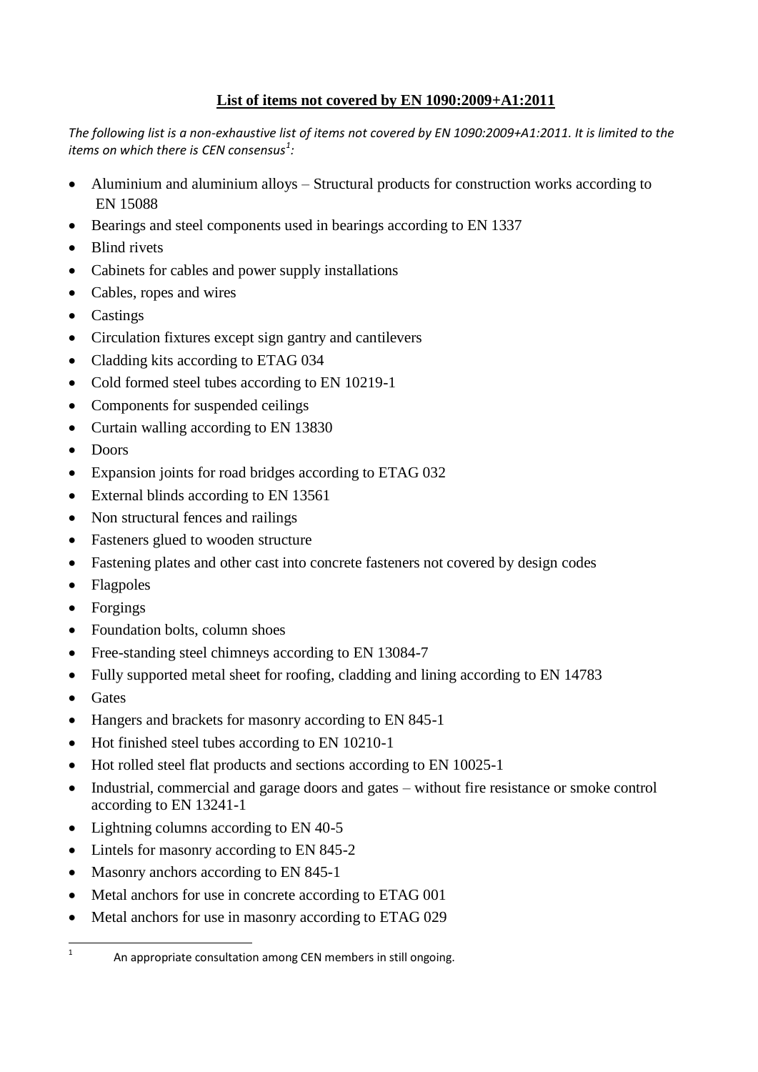## List of items not covered by EN 1090:2009+A1:2011

*The following list is a non-exhaustive list of items not covered by EN 1090:2009+A1:2011. It is limited to the items on which there is CEN consensus[1]:*

- Aluminium and aluminium alloys – Structural products for construction works according to EN 15088
- Bearings and steel components used in bearings according to EN 1337
- Blind rivets
- Cabinets for cables and power supply installations
- Cables, ropes and wires
- Castings
- Circulation fixtures except sign gantry and cantilevers
- Cladding kits according to ETAG 034
- Cold formed steel tubes according to EN 10219-1
- Components for suspended ceilings
- Curtain walling according to EN 13830
- Doors
- Expansion joints for road bridges according to ETAG 032
- External blinds according to EN 13561
- Non structural fences and railings
- Fasteners glued to wooden structure
- Fastening plates and other cast into concrete fasteners not covered by design codes
- Flagpoles
- Forgings
- Foundation bolts, column shoes
- Free-standing steel chimneys according to EN 13084-7
- Fully supported metal sheet for roofing, cladding and lining according to EN 14783
- Gates
- Hangers and brackets for masonry according to EN 845-1
- Hot finished steel tubes according to EN 10210-1
- Hot rolled steel flat products and sections according to EN 10025-1
- Industrial, commercial and garage doors and gates – without fire resistance or smoke control according to EN 13241-1
- Lightning columns according to EN 40-5
- Lintels for masonry according to EN 845-2
- Masonry anchors according to EN 845-1
- Metal anchors for use in concrete according to ETAG 001
- Metal anchors for use in masonry according to ETAG 029

[1] An appropriate consultation among CEN members in still ongoing.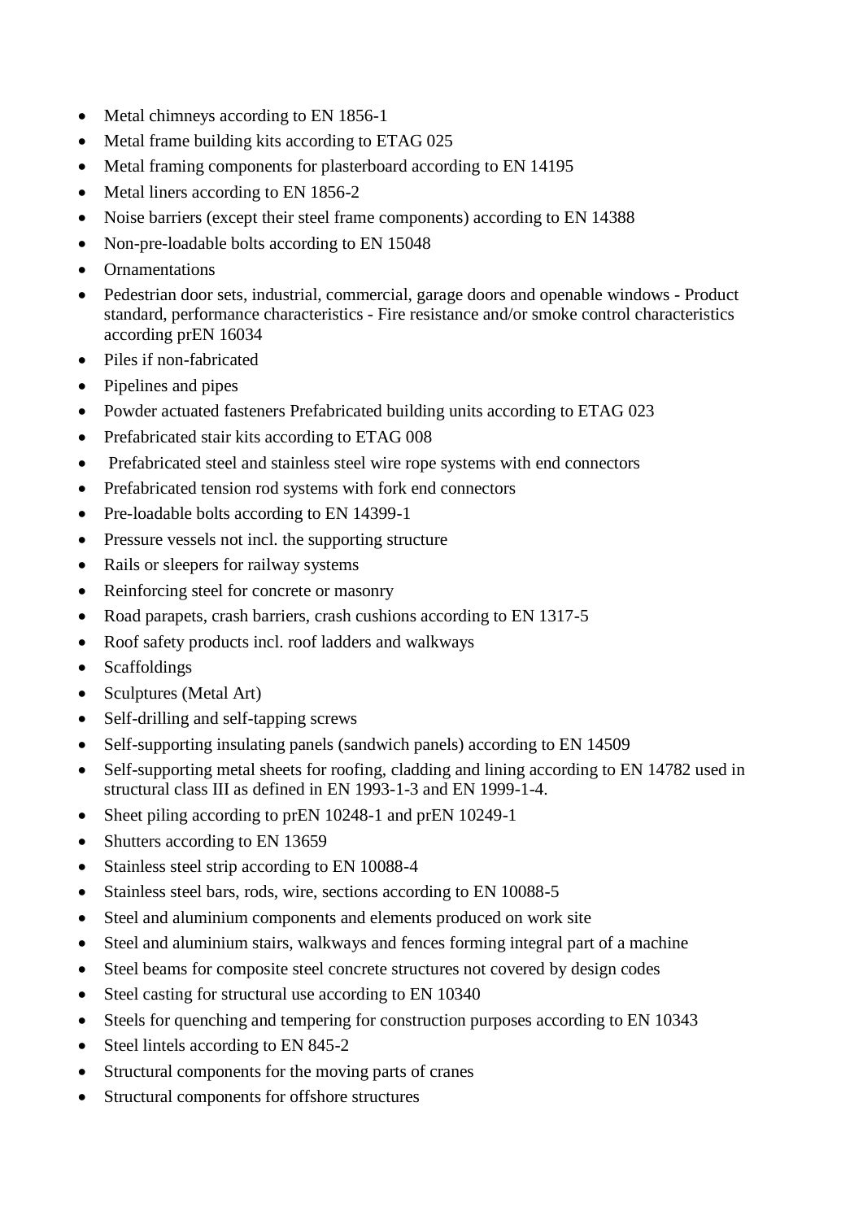- Metal chimneys according to EN 1856-1
- Metal frame building kits according to ETAG 025
- Metal framing components for plasterboard according to EN 14195
- Metal liners according to EN 1856-2
- Noise barriers (except their steel frame components) according to EN 14388
- Non-pre-loadable bolts according to EN 15048
- Ornamentations
- Pedestrian door sets, industrial, commercial, garage doors and openable windows - Product standard, performance characteristics - Fire resistance and/or smoke control characteristics according prEN 16034
- Piles if non-fabricated
- Pipelines and pipes
- Powder actuated fasteners Prefabricated building units according to ETAG 023
- Prefabricated stair kits according to ETAG 008
- Prefabricated steel and stainless steel wire rope systems with end connectors
- Prefabricated tension rod systems with fork end connectors
- Pre-loadable bolts according to EN 14399-1
- Pressure vessels not incl. the supporting structure
- Rails or sleepers for railway systems
- Reinforcing steel for concrete or masonry
- Road parapets, crash barriers, crash cushions according to EN 1317-5
- Roof safety products incl. roof ladders and walkways
- Scaffoldings
- Sculptures (Metal Art)
- Self-drilling and self-tapping screws
- Self-supporting insulating panels (sandwich panels) according to EN 14509
- Self-supporting metal sheets for roofing, cladding and lining according to EN 14782 used in structural class III as defined in EN 1993-1-3 and EN 1999-1-4.
- Sheet piling according to prEN 10248-1 and prEN 10249-1
- Shutters according to EN 13659
- Stainless steel strip according to EN 10088-4
- Stainless steel bars, rods, wire, sections according to EN 10088-5
- Steel and aluminium components and elements produced on work site
- Steel and aluminium stairs, walkways and fences forming integral part of a machine
- Steel beams for composite steel concrete structures not covered by design codes
- Steel casting for structural use according to EN 10340
- Steels for quenching and tempering for construction purposes according to EN 10343
- Steel lintels according to EN 845-2
- Structural components for the moving parts of cranes
- Structural components for offshore structures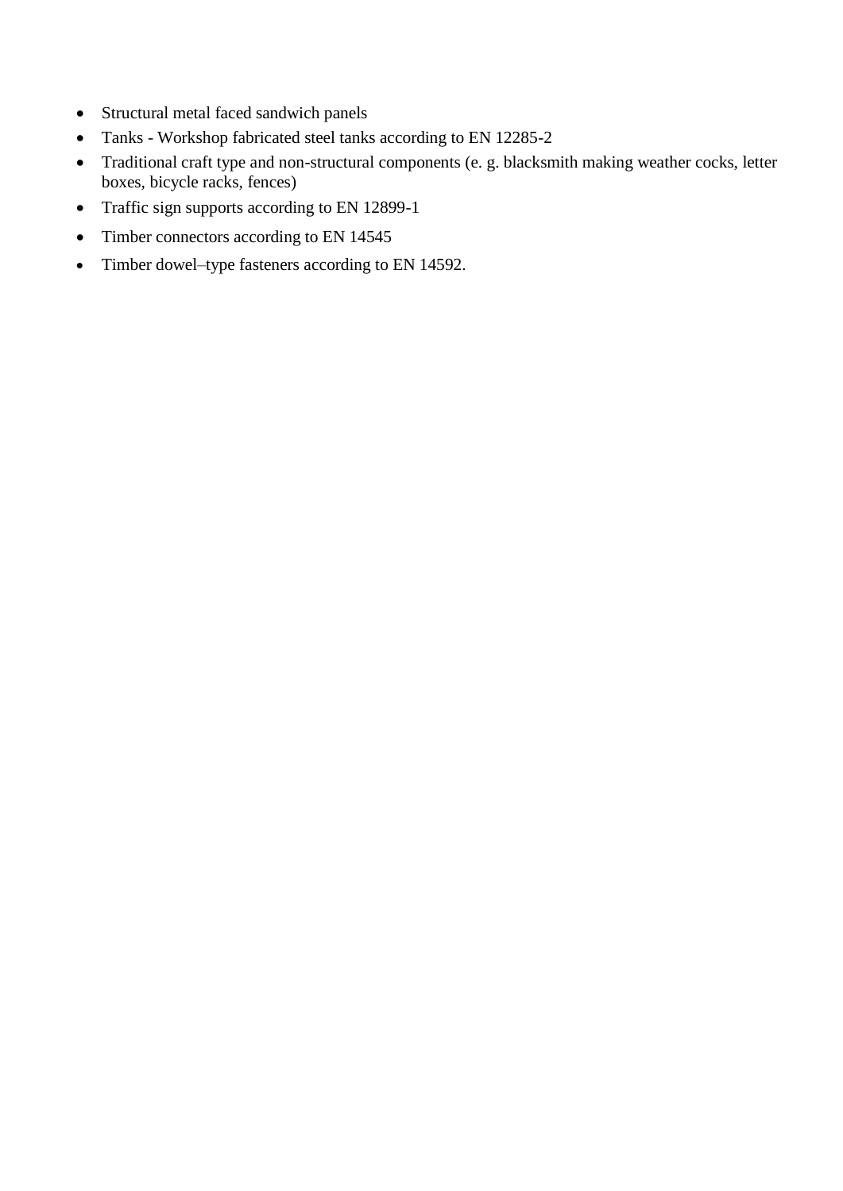- Structural metal faced sandwich panels
- Tanks - Workshop fabricated steel tanks according to EN 12285-2
- Traditional craft type and non-structural components (e. g. blacksmith making weather cocks, letter boxes, bicycle racks, fences)
- Traffic sign supports according to EN 12899-1
- Timber connectors according to EN 14545
- Timber dowel–type fasteners according to EN 14592.